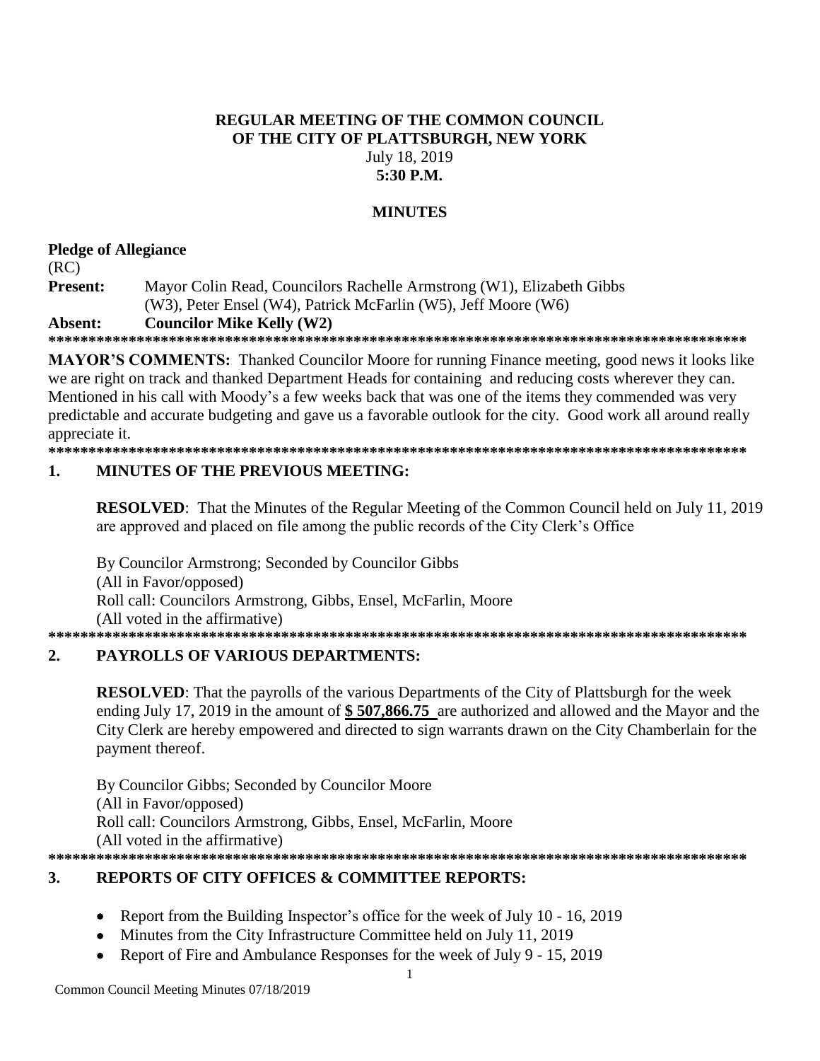**REGULAR MEETING OF THE COMMON COUNCIL**
**OF THE CITY OF PLATTSBURGH, NEW YORK**
July 18, 2019
**5:30 P.M.**

**MINUTES**

**Pledge of Allegiance**
(RC)

**Present:** Mayor Colin Read, Councilors Rachelle Armstrong (W1), Elizabeth Gibbs (W3), Peter Ensel (W4), Patrick McFarlin (W5), Jeff Moore (W6)

**Absent:** **Councilor Mike Kelly (W2)**

**\*\*\*\*\*\*\*\*\*\*\*\*\*\*\*\*\*\*\*\*\*\*\*\*\*\*\*\*\*\*\*\*\*\*\*\*\*\*\*\*\*\*\*\*\*\*\*\*\*\*\*\*\*\*\*\*\*\*\*\*\*\*\*\*\*\*\*\*\*\*\*\*\*\*\*\*\*\*\*\*\*\*\*\*\*\*\*\*\***

**MAYOR'S COMMENTS:** Thanked Councilor Moore for running Finance meeting, good news it looks like we are right on track and thanked Department Heads for containing and reducing costs wherever they can. Mentioned in his call with Moody's a few weeks back that was one of the items they commended was very predictable and accurate budgeting and gave us a favorable outlook for the city. Good work all around really appreciate it.

**\*\*\*\*\*\*\*\*\*\*\*\*\*\*\*\*\*\*\*\*\*\*\*\*\*\*\*\*\*\*\*\*\*\*\*\*\*\*\*\*\*\*\*\*\*\*\*\*\*\*\*\*\*\*\*\*\*\*\*\*\*\*\*\*\*\*\*\*\*\*\*\*\*\*\*\*\*\*\*\*\*\*\*\*\*\*\*\*\***

**1. MINUTES OF THE PREVIOUS MEETING:**

**RESOLVED**: That the Minutes of the Regular Meeting of the Common Council held on July 11, 2019 are approved and placed on file among the public records of the City Clerk's Office

By Councilor Armstrong; Seconded by Councilor Gibbs
(All in Favor/opposed)
Roll call: Councilors Armstrong, Gibbs, Ensel, McFarlin, Moore
(All voted in the affirmative)

**\*\*\*\*\*\*\*\*\*\*\*\*\*\*\*\*\*\*\*\*\*\*\*\*\*\*\*\*\*\*\*\*\*\*\*\*\*\*\*\*\*\*\*\*\*\*\*\*\*\*\*\*\*\*\*\*\*\*\*\*\*\*\*\*\*\*\*\*\*\*\*\*\*\*\*\*\*\*\*\*\*\*\*\*\*\*\*\*\***

**2. PAYROLLS OF VARIOUS DEPARTMENTS:**

**RESOLVED**: That the payrolls of the various Departments of the City of Plattsburgh for the week ending July 17, 2019 in the amount of **$ 507,866.75** are authorized and allowed and the Mayor and the City Clerk are hereby empowered and directed to sign warrants drawn on the City Chamberlain for the payment thereof.

By Councilor Gibbs; Seconded by Councilor Moore
(All in Favor/opposed)
Roll call: Councilors Armstrong, Gibbs, Ensel, McFarlin, Moore
(All voted in the affirmative)

**\*\*\*\*\*\*\*\*\*\*\*\*\*\*\*\*\*\*\*\*\*\*\*\*\*\*\*\*\*\*\*\*\*\*\*\*\*\*\*\*\*\*\*\*\*\*\*\*\*\*\*\*\*\*\*\*\*\*\*\*\*\*\*\*\*\*\*\*\*\*\*\*\*\*\*\*\*\*\*\*\*\*\*\*\*\*\*\*\***

**3. REPORTS OF CITY OFFICES & COMMITTEE REPORTS:**

- Report from the Building Inspector's office for the week of July 10 - 16, 2019
- Minutes from the City Infrastructure Committee held on July 11, 2019
- Report of Fire and Ambulance Responses for the week of July 9 - 15, 2019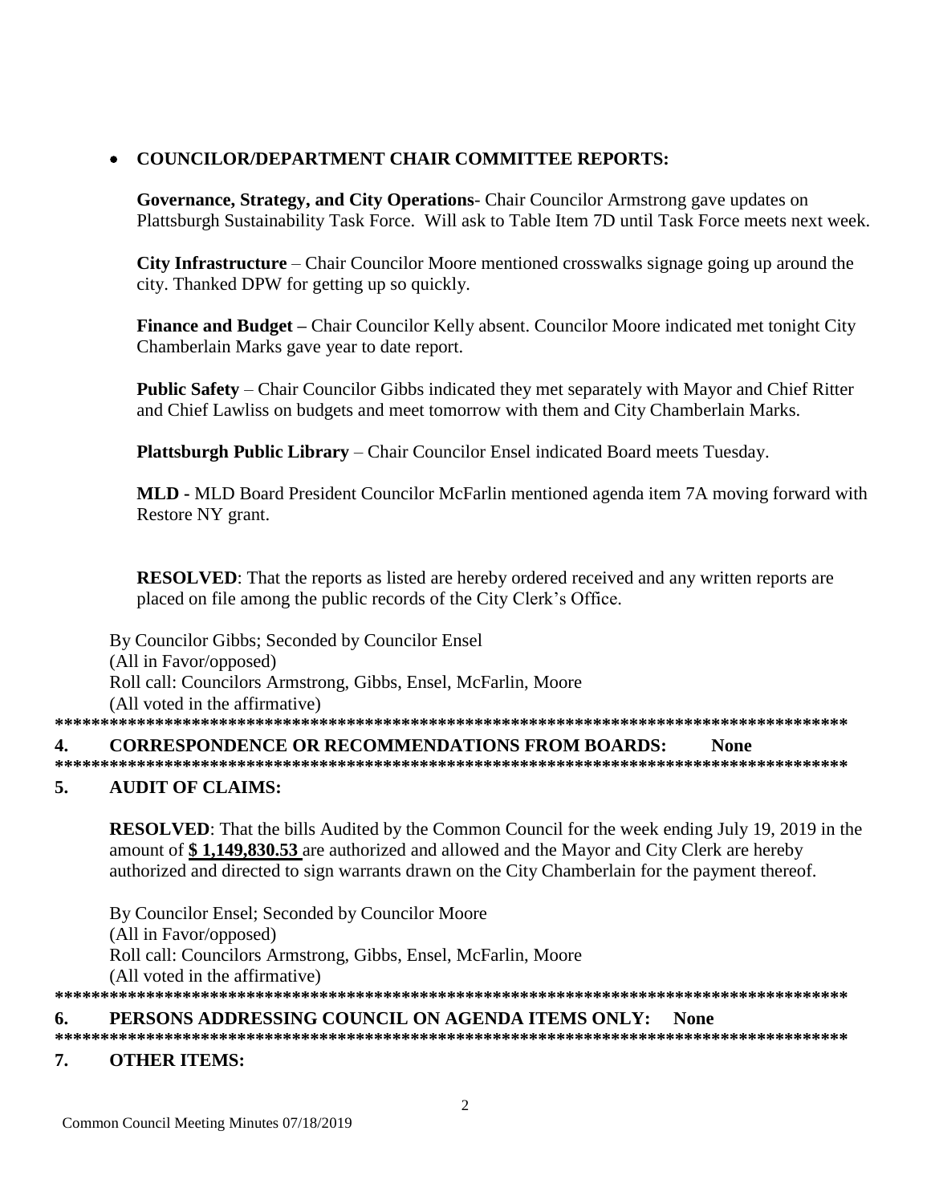- **COUNCILOR/DEPARTMENT CHAIR COMMITTEE REPORTS:**

  **Governance, Strategy, and City Operations**- Chair Councilor Armstrong gave updates on Plattsburgh Sustainability Task Force. Will ask to Table Item 7D until Task Force meets next week.

  **City Infrastructure** – Chair Councilor Moore mentioned crosswalks signage going up around the city. Thanked DPW for getting up so quickly.

  **Finance and Budget –** Chair Councilor Kelly absent. Councilor Moore indicated met tonight City Chamberlain Marks gave year to date report.

  **Public Safety** – Chair Councilor Gibbs indicated they met separately with Mayor and Chief Ritter and Chief Lawliss on budgets and meet tomorrow with them and City Chamberlain Marks.

  **Plattsburgh Public Library** – Chair Councilor Ensel indicated Board meets Tuesday.

  **MLD -** MLD Board President Councilor McFarlin mentioned agenda item 7A moving forward with Restore NY grant.

  **RESOLVED**: That the reports as listed are hereby ordered received and any written reports are placed on file among the public records of the City Clerk's Office.

  By Councilor Gibbs; Seconded by Councilor Ensel
  (All in Favor/opposed)
  Roll call: Councilors Armstrong, Gibbs, Ensel, McFarlin, Moore
  (All voted in the affirmative)

*******************************************************************************************

## 4. CORRESPONDENCE OR RECOMMENDATIONS FROM BOARDS: None

*******************************************************************************************

## 5. AUDIT OF CLAIMS:

**RESOLVED**: That the bills Audited by the Common Council for the week ending July 19, 2019 in the amount of **$ 1,149,830.53** are authorized and allowed and the Mayor and City Clerk are hereby authorized and directed to sign warrants drawn on the City Chamberlain for the payment thereof.

By Councilor Ensel; Seconded by Councilor Moore
(All in Favor/opposed)
Roll call: Councilors Armstrong, Gibbs, Ensel, McFarlin, Moore
(All voted in the affirmative)

*******************************************************************************************

## 6. PERSONS ADDRESSING COUNCIL ON AGENDA ITEMS ONLY: None

*******************************************************************************************

## 7. OTHER ITEMS:

Common Council Meeting Minutes 07/18/2019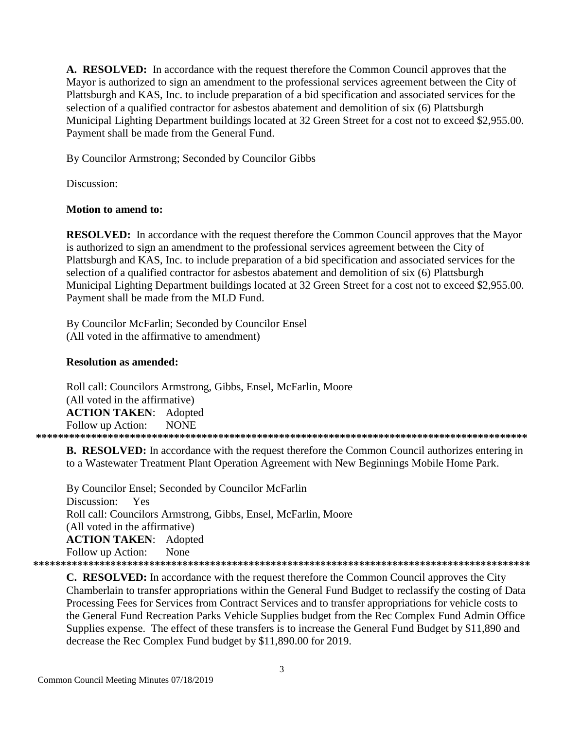**A. RESOLVED:** In accordance with the request therefore the Common Council approves that the Mayor is authorized to sign an amendment to the professional services agreement between the City of Plattsburgh and KAS, Inc. to include preparation of a bid specification and associated services for the selection of a qualified contractor for asbestos abatement and demolition of six (6) Plattsburgh Municipal Lighting Department buildings located at 32 Green Street for a cost not to exceed $2,955.00. Payment shall be made from the General Fund.

By Councilor Armstrong; Seconded by Councilor Gibbs

Discussion:

**Motion to amend to:**

**RESOLVED:** In accordance with the request therefore the Common Council approves that the Mayor is authorized to sign an amendment to the professional services agreement between the City of Plattsburgh and KAS, Inc. to include preparation of a bid specification and associated services for the selection of a qualified contractor for asbestos abatement and demolition of six (6) Plattsburgh Municipal Lighting Department buildings located at 32 Green Street for a cost not to exceed $2,955.00. Payment shall be made from the MLD Fund.

By Councilor McFarlin; Seconded by Councilor Ensel
(All voted in the affirmative to amendment)

**Resolution as amended:**

Roll call: Councilors Armstrong, Gibbs, Ensel, McFarlin, Moore
(All voted in the affirmative)
**ACTION TAKEN**: Adopted
Follow up Action: NONE

*****************************************************************************************

**B. RESOLVED:** In accordance with the request therefore the Common Council authorizes entering in to a Wastewater Treatment Plant Operation Agreement with New Beginnings Mobile Home Park.

By Councilor Ensel; Seconded by Councilor McFarlin
Discussion: Yes
Roll call: Councilors Armstrong, Gibbs, Ensel, McFarlin, Moore
(All voted in the affirmative)
**ACTION TAKEN**: Adopted
Follow up Action: None

*****************************************************************************************

**C. RESOLVED:** In accordance with the request therefore the Common Council approves the City Chamberlain to transfer appropriations within the General Fund Budget to reclassify the costing of Data Processing Fees for Services from Contract Services and to transfer appropriations for vehicle costs to the General Fund Recreation Parks Vehicle Supplies budget from the Rec Complex Fund Admin Office Supplies expense. The effect of these transfers is to increase the General Fund Budget by $11,890 and decrease the Rec Complex Fund budget by $11,890.00 for 2019.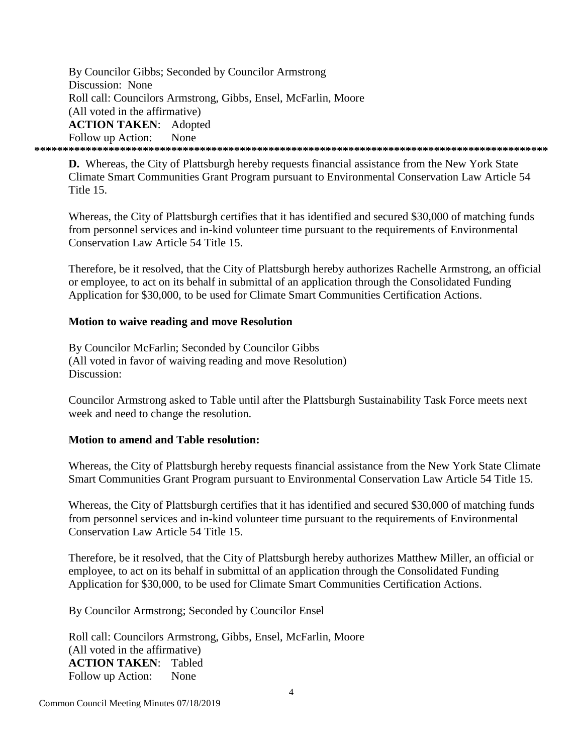By Councilor Gibbs; Seconded by Councilor Armstrong
Discussion: None
Roll call: Councilors Armstrong, Gibbs, Ensel, McFarlin, Moore
(All voted in the affirmative)
**ACTION TAKEN**: Adopted
Follow up Action: None

******************************************************************************************

**D.** Whereas, the City of Plattsburgh hereby requests financial assistance from the New York State Climate Smart Communities Grant Program pursuant to Environmental Conservation Law Article 54 Title 15.

Whereas, the City of Plattsburgh certifies that it has identified and secured $30,000 of matching funds from personnel services and in-kind volunteer time pursuant to the requirements of Environmental Conservation Law Article 54 Title 15.

Therefore, be it resolved, that the City of Plattsburgh hereby authorizes Rachelle Armstrong, an official or employee, to act on its behalf in submittal of an application through the Consolidated Funding Application for $30,000, to be used for Climate Smart Communities Certification Actions.

**Motion to waive reading and move Resolution**

By Councilor McFarlin; Seconded by Councilor Gibbs
(All voted in favor of waiving reading and move Resolution)
Discussion:

Councilor Armstrong asked to Table until after the Plattsburgh Sustainability Task Force meets next week and need to change the resolution.

**Motion to amend and Table resolution:**

Whereas, the City of Plattsburgh hereby requests financial assistance from the New York State Climate Smart Communities Grant Program pursuant to Environmental Conservation Law Article 54 Title 15.

Whereas, the City of Plattsburgh certifies that it has identified and secured $30,000 of matching funds from personnel services and in-kind volunteer time pursuant to the requirements of Environmental Conservation Law Article 54 Title 15.

Therefore, be it resolved, that the City of Plattsburgh hereby authorizes Matthew Miller, an official or employee, to act on its behalf in submittal of an application through the Consolidated Funding Application for $30,000, to be used for Climate Smart Communities Certification Actions.

By Councilor Armstrong; Seconded by Councilor Ensel

Roll call: Councilors Armstrong, Gibbs, Ensel, McFarlin, Moore
(All voted in the affirmative)
**ACTION TAKEN**: Tabled
Follow up Action: None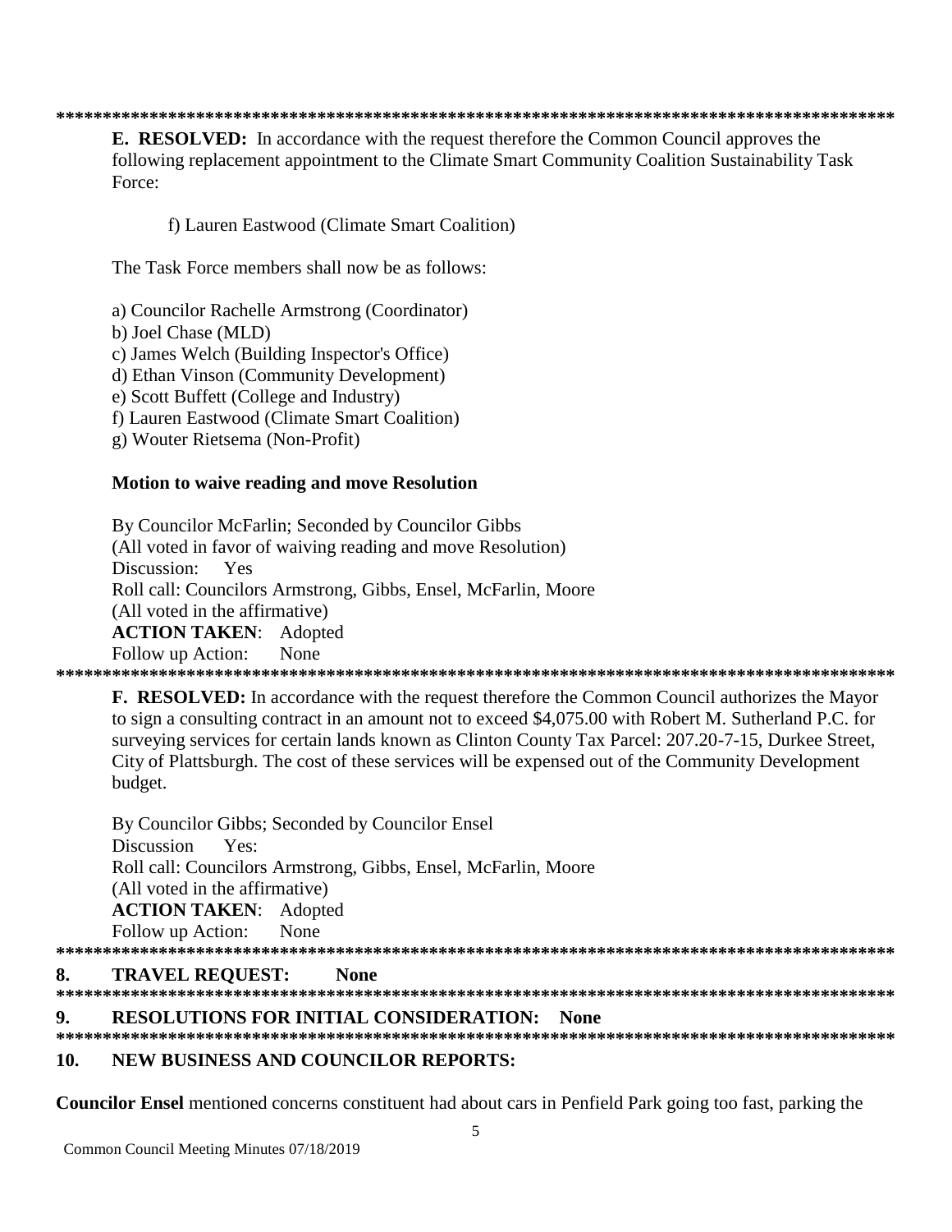******************************************************************************************

**E. RESOLVED:** In accordance with the request therefore the Common Council approves the following replacement appointment to the Climate Smart Community Coalition Sustainability Task Force:

f) Lauren Eastwood (Climate Smart Coalition)

The Task Force members shall now be as follows:

a) Councilor Rachelle Armstrong (Coordinator)
b) Joel Chase (MLD)
c) James Welch (Building Inspector's Office)
d) Ethan Vinson (Community Development)
e) Scott Buffett (College and Industry)
f) Lauren Eastwood (Climate Smart Coalition)
g) Wouter Rietsema (Non-Profit)

**Motion to waive reading and move Resolution**

By Councilor McFarlin; Seconded by Councilor Gibbs
(All voted in favor of waiving reading and move Resolution)
Discussion: Yes
Roll call: Councilors Armstrong, Gibbs, Ensel, McFarlin, Moore
(All voted in the affirmative)
**ACTION TAKEN**: Adopted
Follow up Action: None

******************************************************************************************

**F. RESOLVED:** In accordance with the request therefore the Common Council authorizes the Mayor to sign a consulting contract in an amount not to exceed $4,075.00 with Robert M. Sutherland P.C. for surveying services for certain lands known as Clinton County Tax Parcel: 207.20-7-15, Durkee Street, City of Plattsburgh. The cost of these services will be expensed out of the Community Development budget.

By Councilor Gibbs; Seconded by Councilor Ensel
Discussion Yes:
Roll call: Councilors Armstrong, Gibbs, Ensel, McFarlin, Moore
(All voted in the affirmative)
**ACTION TAKEN**: Adopted
Follow up Action: None

******************************************************************************************

**8. TRAVEL REQUEST: None**

******************************************************************************************

**9. RESOLUTIONS FOR INITIAL CONSIDERATION: None**

******************************************************************************************

**10. NEW BUSINESS AND COUNCILOR REPORTS:**

**Councilor Ensel** mentioned concerns constituent had about cars in Penfield Park going too fast, parking the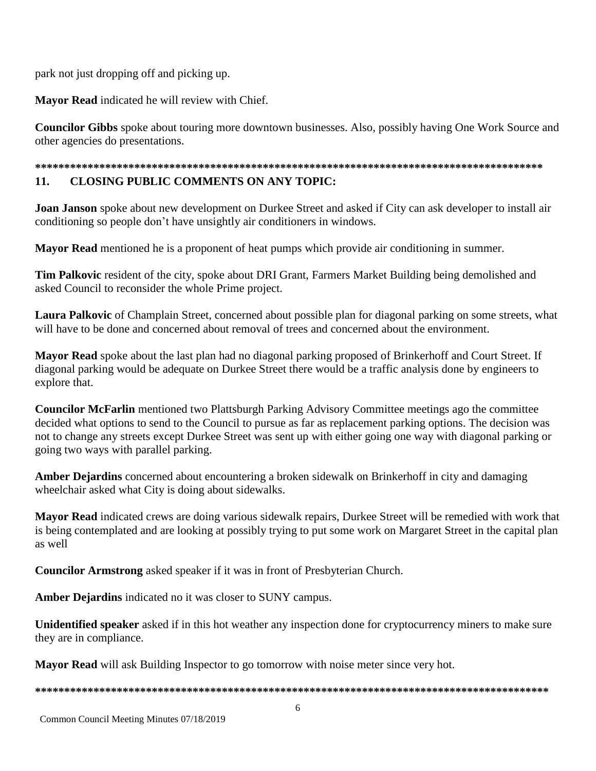park not just dropping off and picking up.

**Mayor Read** indicated he will review with Chief.

**Councilor Gibbs** spoke about touring more downtown businesses. Also, possibly having One Work Source and other agencies do presentations.

*******************************************************************************************

## 11. CLOSING PUBLIC COMMENTS ON ANY TOPIC:

**Joan Janson** spoke about new development on Durkee Street and asked if City can ask developer to install air conditioning so people don't have unsightly air conditioners in windows.

**Mayor Read** mentioned he is a proponent of heat pumps which provide air conditioning in summer.

**Tim Palkovic** resident of the city, spoke about DRI Grant, Farmers Market Building being demolished and asked Council to reconsider the whole Prime project.

**Laura Palkovic** of Champlain Street, concerned about possible plan for diagonal parking on some streets, what will have to be done and concerned about removal of trees and concerned about the environment.

**Mayor Read** spoke about the last plan had no diagonal parking proposed of Brinkerhoff and Court Street. If diagonal parking would be adequate on Durkee Street there would be a traffic analysis done by engineers to explore that.

**Councilor McFarlin** mentioned two Plattsburgh Parking Advisory Committee meetings ago the committee decided what options to send to the Council to pursue as far as replacement parking options. The decision was not to change any streets except Durkee Street was sent up with either going one way with diagonal parking or going two ways with parallel parking.

**Amber Dejardins** concerned about encountering a broken sidewalk on Brinkerhoff in city and damaging wheelchair asked what City is doing about sidewalks.

**Mayor Read** indicated crews are doing various sidewalk repairs, Durkee Street will be remedied with work that is being contemplated and are looking at possibly trying to put some work on Margaret Street in the capital plan as well

**Councilor Armstrong** asked speaker if it was in front of Presbyterian Church.

**Amber Dejardins** indicated no it was closer to SUNY campus.

**Unidentified speaker** asked if in this hot weather any inspection done for cryptocurrency miners to make sure they are in compliance.

**Mayor Read** will ask Building Inspector to go tomorrow with noise meter since very hot.

*******************************************************************************************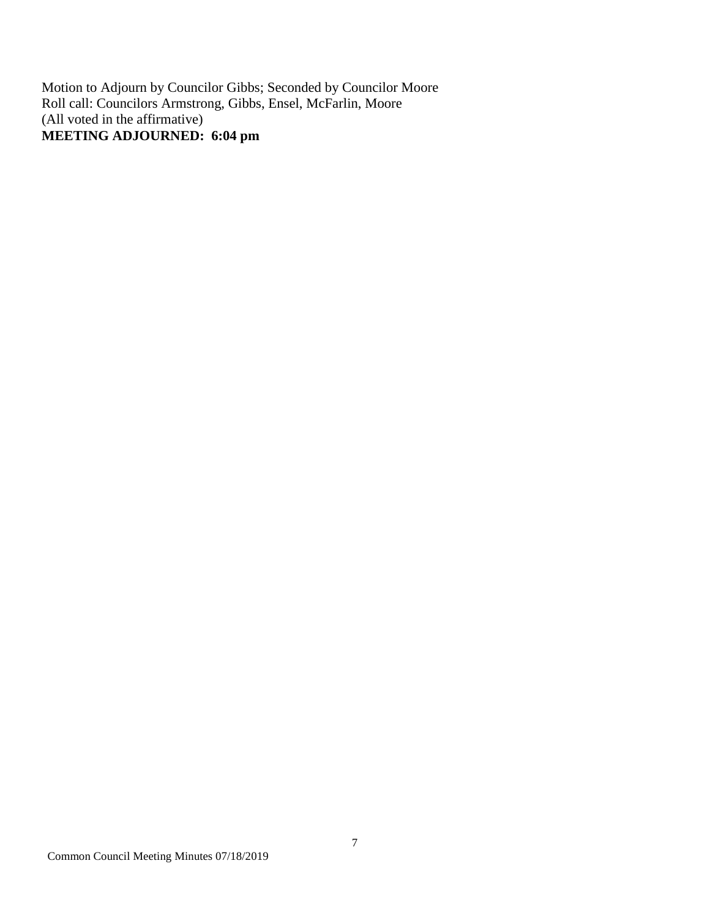Motion to Adjourn by Councilor Gibbs; Seconded by Councilor Moore
Roll call: Councilors Armstrong, Gibbs, Ensel, McFarlin, Moore
(All voted in the affirmative)
**MEETING ADJOURNED: 6:04 pm**